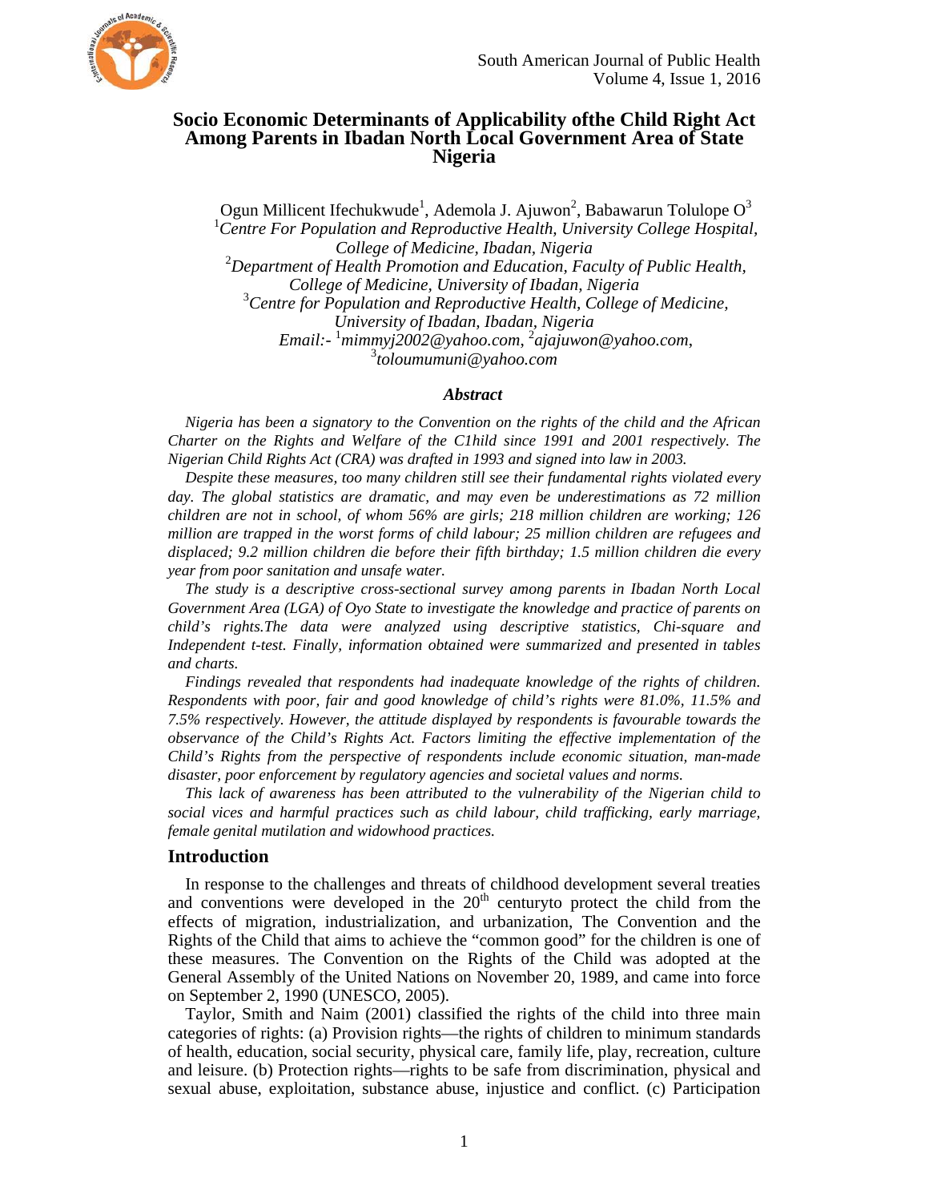# Socio Economic Determinants of Applicability ofthe Child Right Act Among Parents in Ibadan North Local Government Area of State Nigeria

Ogun Millicent Ifechukwude[1], Ademola J. Ajuwon[2], Babawarun Tolulope O[3]

[1]*Centre For Population and Reproductive Health, University College Hospital, College of Medicine, Ibadan, Nigeria*

[2]*Department of Health Promotion and Education, Faculty of Public Health, College of Medicine, University of Ibadan, Nigeria*

[3]*Centre for Population and Reproductive Health, College of Medicine, University of Ibadan, Ibadan, Nigeria*

*Email:- [1]mimmyj2002@yahoo.com, [2]ajajuwon@yahoo.com, [3]toloumumuni@yahoo.com*

### *Abstract*

*Nigeria has been a signatory to the Convention on the rights of the child and the African Charter on the Rights and Welfare of the C1hild since 1991 and 2001 respectively. The Nigerian Child Rights Act (CRA) was drafted in 1993 and signed into law in 2003.*

*Despite these measures, too many children still see their fundamental rights violated every day. The global statistics are dramatic, and may even be underestimations as 72 million children are not in school, of whom 56% are girls; 218 million children are working; 126 million are trapped in the worst forms of child labour; 25 million children are refugees and displaced; 9.2 million children die before their fifth birthday; 1.5 million children die every year from poor sanitation and unsafe water.*

*The study is a descriptive cross-sectional survey among parents in Ibadan North Local Government Area (LGA) of Oyo State to investigate the knowledge and practice of parents on child's rights.The data were analyzed using descriptive statistics, Chi-square and Independent t-test. Finally, information obtained were summarized and presented in tables and charts.*

*Findings revealed that respondents had inadequate knowledge of the rights of children. Respondents with poor, fair and good knowledge of child's rights were 81.0%, 11.5% and 7.5% respectively. However, the attitude displayed by respondents is favourable towards the observance of the Child's Rights Act. Factors limiting the effective implementation of the Child's Rights from the perspective of respondents include economic situation, man-made disaster, poor enforcement by regulatory agencies and societal values and norms.*

*This lack of awareness has been attributed to the vulnerability of the Nigerian child to social vices and harmful practices such as child labour, child trafficking, early marriage, female genital mutilation and widowhood practices.*

## Introduction

In response to the challenges and threats of childhood development several treaties and conventions were developed in the 20th centuryto protect the child from the effects of migration, industrialization, and urbanization, The Convention and the Rights of the Child that aims to achieve the "common good" for the children is one of these measures. The Convention on the Rights of the Child was adopted at the General Assembly of the United Nations on November 20, 1989, and came into force on September 2, 1990 (UNESCO, 2005).

Taylor, Smith and Naim (2001) classified the rights of the child into three main categories of rights: (a) Provision rights—the rights of children to minimum standards of health, education, social security, physical care, family life, play, recreation, culture and leisure. (b) Protection rights—rights to be safe from discrimination, physical and sexual abuse, exploitation, substance abuse, injustice and conflict. (c) Participation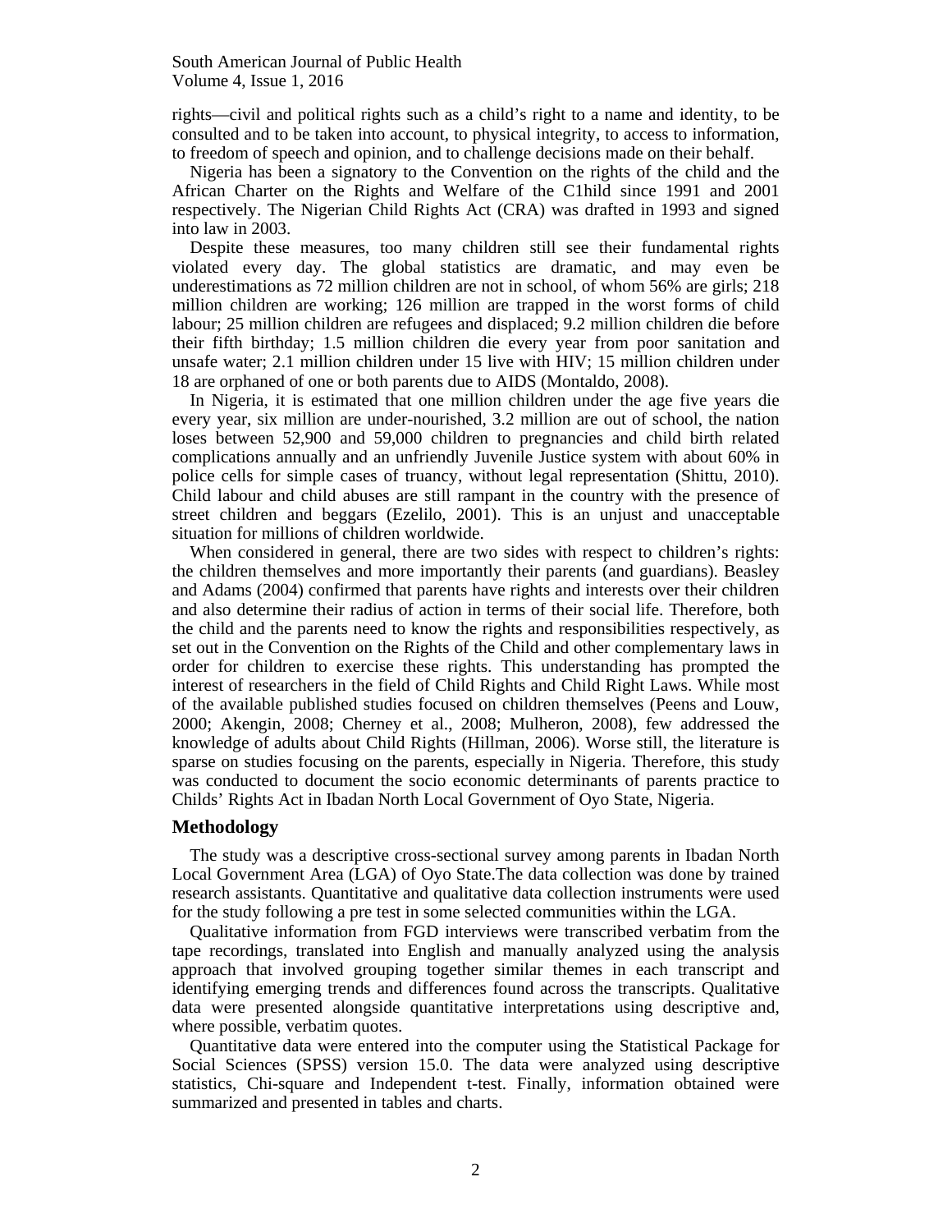rights—civil and political rights such as a child's right to a name and identity, to be consulted and to be taken into account, to physical integrity, to access to information, to freedom of speech and opinion, and to challenge decisions made on their behalf.

Nigeria has been a signatory to the Convention on the rights of the child and the African Charter on the Rights and Welfare of the C1hild since 1991 and 2001 respectively. The Nigerian Child Rights Act (CRA) was drafted in 1993 and signed into law in 2003.

Despite these measures, too many children still see their fundamental rights violated every day. The global statistics are dramatic, and may even be underestimations as 72 million children are not in school, of whom 56% are girls; 218 million children are working; 126 million are trapped in the worst forms of child labour; 25 million children are refugees and displaced; 9.2 million children die before their fifth birthday; 1.5 million children die every year from poor sanitation and unsafe water; 2.1 million children under 15 live with HIV; 15 million children under 18 are orphaned of one or both parents due to AIDS (Montaldo, 2008).

In Nigeria, it is estimated that one million children under the age five years die every year, six million are under-nourished, 3.2 million are out of school, the nation loses between 52,900 and 59,000 children to pregnancies and child birth related complications annually and an unfriendly Juvenile Justice system with about 60% in police cells for simple cases of truancy, without legal representation (Shittu, 2010). Child labour and child abuses are still rampant in the country with the presence of street children and beggars (Ezelilo, 2001). This is an unjust and unacceptable situation for millions of children worldwide.

When considered in general, there are two sides with respect to children's rights: the children themselves and more importantly their parents (and guardians). Beasley and Adams (2004) confirmed that parents have rights and interests over their children and also determine their radius of action in terms of their social life. Therefore, both the child and the parents need to know the rights and responsibilities respectively, as set out in the Convention on the Rights of the Child and other complementary laws in order for children to exercise these rights. This understanding has prompted the interest of researchers in the field of Child Rights and Child Right Laws. While most of the available published studies focused on children themselves (Peens and Louw, 2000; Akengin, 2008; Cherney et al., 2008; Mulheron, 2008), few addressed the knowledge of adults about Child Rights (Hillman, 2006). Worse still, the literature is sparse on studies focusing on the parents, especially in Nigeria. Therefore, this study was conducted to document the socio economic determinants of parents practice to Childs' Rights Act in Ibadan North Local Government of Oyo State, Nigeria.

## Methodology

The study was a descriptive cross-sectional survey among parents in Ibadan North Local Government Area (LGA) of Oyo State.The data collection was done by trained research assistants. Quantitative and qualitative data collection instruments were used for the study following a pre test in some selected communities within the LGA.

Qualitative information from FGD interviews were transcribed verbatim from the tape recordings, translated into English and manually analyzed using the analysis approach that involved grouping together similar themes in each transcript and identifying emerging trends and differences found across the transcripts. Qualitative data were presented alongside quantitative interpretations using descriptive and, where possible, verbatim quotes.

Quantitative data were entered into the computer using the Statistical Package for Social Sciences (SPSS) version 15.0. The data were analyzed using descriptive statistics, Chi-square and Independent t-test. Finally, information obtained were summarized and presented in tables and charts.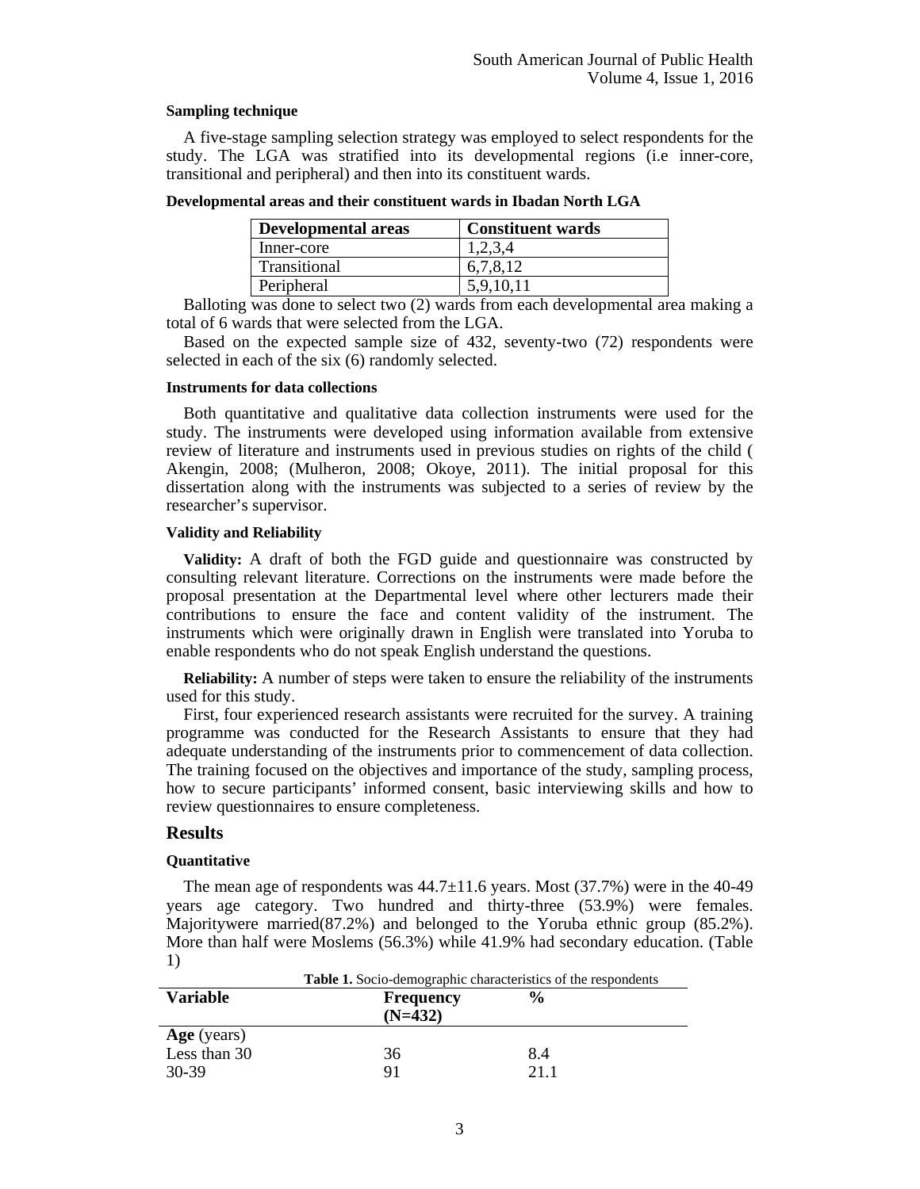#### Sampling technique

A five-stage sampling selection strategy was employed to select respondents for the study. The LGA was stratified into its developmental regions (i.e inner-core, transitional and peripheral) and then into its constituent wards.

**Developmental areas and their constituent wards in Ibadan North LGA**

| Developmental areas | Constituent wards |
|---|---|
| Inner-core | 1,2,3,4 |
| Transitional | 6,7,8,12 |
| Peripheral | 5,9,10,11 |

Balloting was done to select two (2) wards from each developmental area making a total of 6 wards that were selected from the LGA.

Based on the expected sample size of 432, seventy-two (72) respondents were selected in each of the six (6) randomly selected.

#### Instruments for data collections

Both quantitative and qualitative data collection instruments were used for the study. The instruments were developed using information available from extensive review of literature and instruments used in previous studies on rights of the child ( Akengin, 2008; (Mulheron, 2008; Okoye, 2011). The initial proposal for this dissertation along with the instruments was subjected to a series of review by the researcher's supervisor.

#### Validity and Reliability

**Validity:** A draft of both the FGD guide and questionnaire was constructed by consulting relevant literature. Corrections on the instruments were made before the proposal presentation at the Departmental level where other lecturers made their contributions to ensure the face and content validity of the instrument. The instruments which were originally drawn in English were translated into Yoruba to enable respondents who do not speak English understand the questions.

**Reliability:** A number of steps were taken to ensure the reliability of the instruments used for this study.

First, four experienced research assistants were recruited for the survey. A training programme was conducted for the Research Assistants to ensure that they had adequate understanding of the instruments prior to commencement of data collection. The training focused on the objectives and importance of the study, sampling process, how to secure participants' informed consent, basic interviewing skills and how to review questionnaires to ensure completeness.

## Results

#### Quantitative

The mean age of respondents was 44.7±11.6 years. Most (37.7%) were in the 40-49 years age category. Two hundred and thirty-three (53.9%) were females. Majoritywere married(87.2%) and belonged to the Yoruba ethnic group (85.2%). More than half were Moslems (56.3%) while 41.9% had secondary education. (Table 1)

**Table 1.** Socio-demographic characteristics of the respondents

| Variable | Frequency (N=432) | % |
|---|---|---|
| **Age** (years) | | |
| Less than 30 | 36 | 8.4 |
| 30-39 | 91 | 21.1 |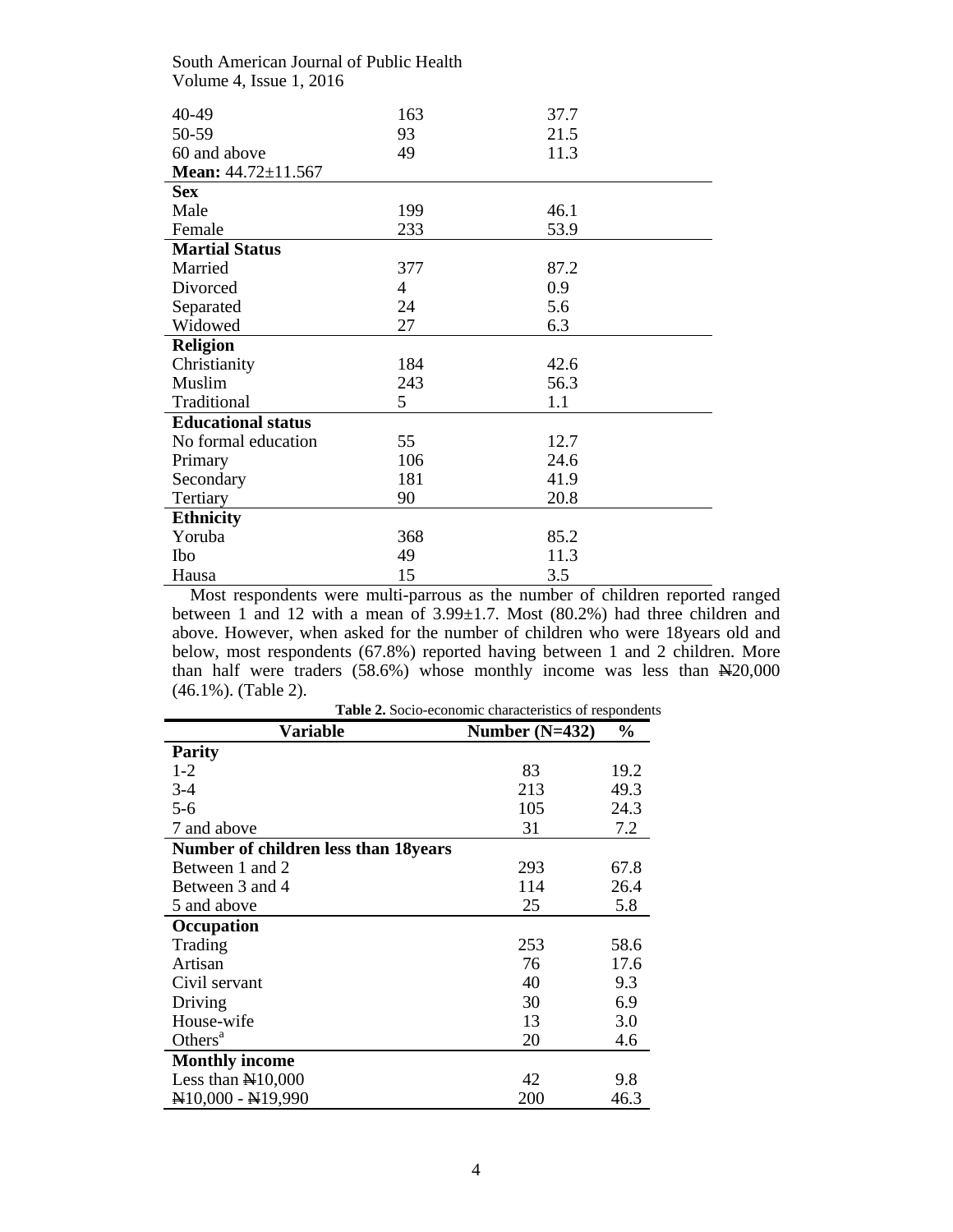| | | |
|---|---|---|
| 40-49 | 163 | 37.7 |
| 50-59 | 93 | 21.5 |
| 60 and above | 49 | 11.3 |
| **Mean:** 44.72±11.567 | | |
| **Sex** | | |
| Male | 199 | 46.1 |
| Female | 233 | 53.9 |
| **Martial Status** | | |
| Married | 377 | 87.2 |
| Divorced | 4 | 0.9 |
| Separated | 24 | 5.6 |
| Widowed | 27 | 6.3 |
| **Religion** | | |
| Christianity | 184 | 42.6 |
| Muslim | 243 | 56.3 |
| Traditional | 5 | 1.1 |
| **Educational status** | | |
| No formal education | 55 | 12.7 |
| Primary | 106 | 24.6 |
| Secondary | 181 | 41.9 |
| Tertiary | 90 | 20.8 |
| **Ethnicity** | | |
| Yoruba | 368 | 85.2 |
| Ibo | 49 | 11.3 |
| Hausa | 15 | 3.5 |

Most respondents were multi-parrous as the number of children reported ranged between 1 and 12 with a mean of 3.99±1.7. Most (80.2%) had three children and above. However, when asked for the number of children who were 18years old and below, most respondents (67.8%) reported having between 1 and 2 children. More than half were traders (58.6%) whose monthly income was less than ₦20,000 (46.1%). (Table 2).

**Table 2.** Socio-economic characteristics of respondents

| Variable | Number (N=432) | % |
|---|---|---|
| **Parity** | | |
| 1-2 | 83 | 19.2 |
| 3-4 | 213 | 49.3 |
| 5-6 | 105 | 24.3 |
| 7 and above | 31 | 7.2 |
| **Number of children less than 18years** | | |
| Between 1 and 2 | 293 | 67.8 |
| Between 3 and 4 | 114 | 26.4 |
| 5 and above | 25 | 5.8 |
| **Occupation** | | |
| Trading | 253 | 58.6 |
| Artisan | 76 | 17.6 |
| Civil servant | 40 | 9.3 |
| Driving | 30 | 6.9 |
| House-wife | 13 | 3.0 |
| Others[a] | 20 | 4.6 |
| **Monthly income** | | |
| Less than ₦10,000 | 42 | 9.8 |
| ₦10,000 - ₦19,990 | 200 | 46.3 |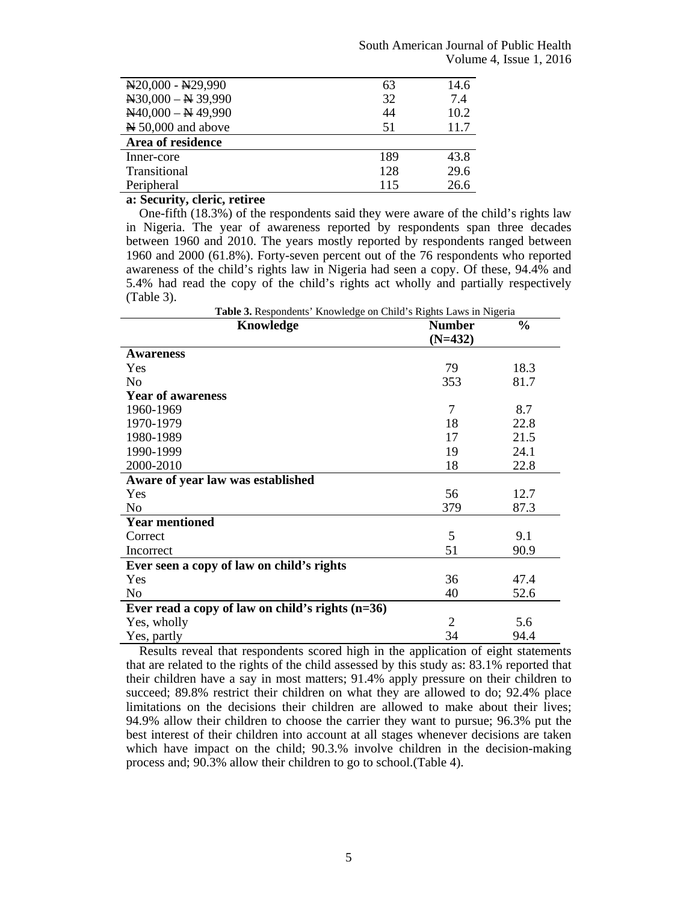| | | |
|---|---|---|
| ₦20,000 - ₦29,990 | 63 | 14.6 |
| ₦30,000 – ₦ 39,990 | 32 | 7.4 |
| ₦40,000 – ₦ 49,990 | 44 | 10.2 |
| ₦ 50,000 and above | 51 | 11.7 |
| **Area of residence** | | |
| Inner-core | 189 | 43.8 |
| Transitional | 128 | 29.6 |
| Peripheral | 115 | 26.6 |

**a: Security, cleric, retiree**

One-fifth (18.3%) of the respondents said they were aware of the child's rights law in Nigeria. The year of awareness reported by respondents span three decades between 1960 and 2010. The years mostly reported by respondents ranged between 1960 and 2000 (61.8%). Forty-seven percent out of the 76 respondents who reported awareness of the child's rights law in Nigeria had seen a copy. Of these, 94.4% and 5.4% had read the copy of the child's rights act wholly and partially respectively (Table 3).

**Table 3.** Respondents' Knowledge on Child's Rights Laws in Nigeria

| Knowledge | Number (N=432) | % |
|---|---|---|
| **Awareness** | | |
| Yes | 79 | 18.3 |
| No | 353 | 81.7 |
| **Year of awareness** | | |
| 1960-1969 | 7 | 8.7 |
| 1970-1979 | 18 | 22.8 |
| 1980-1989 | 17 | 21.5 |
| 1990-1999 | 19 | 24.1 |
| 2000-2010 | 18 | 22.8 |
| **Aware of year law was established** | | |
| Yes | 56 | 12.7 |
| No | 379 | 87.3 |
| **Year mentioned** | | |
| Correct | 5 | 9.1 |
| Incorrect | 51 | 90.9 |
| **Ever seen a copy of law on child's rights** | | |
| Yes | 36 | 47.4 |
| No | 40 | 52.6 |
| **Ever read a copy of law on child's rights (n=36)** | | |
| Yes, wholly | 2 | 5.6 |
| Yes, partly | 34 | 94.4 |

Results reveal that respondents scored high in the application of eight statements that are related to the rights of the child assessed by this study as: 83.1% reported that their children have a say in most matters; 91.4% apply pressure on their children to succeed; 89.8% restrict their children on what they are allowed to do; 92.4% place limitations on the decisions their children are allowed to make about their lives; 94.9% allow their children to choose the carrier they want to pursue; 96.3% put the best interest of their children into account at all stages whenever decisions are taken which have impact on the child; 90.3.% involve children in the decision-making process and; 90.3% allow their children to go to school.(Table 4).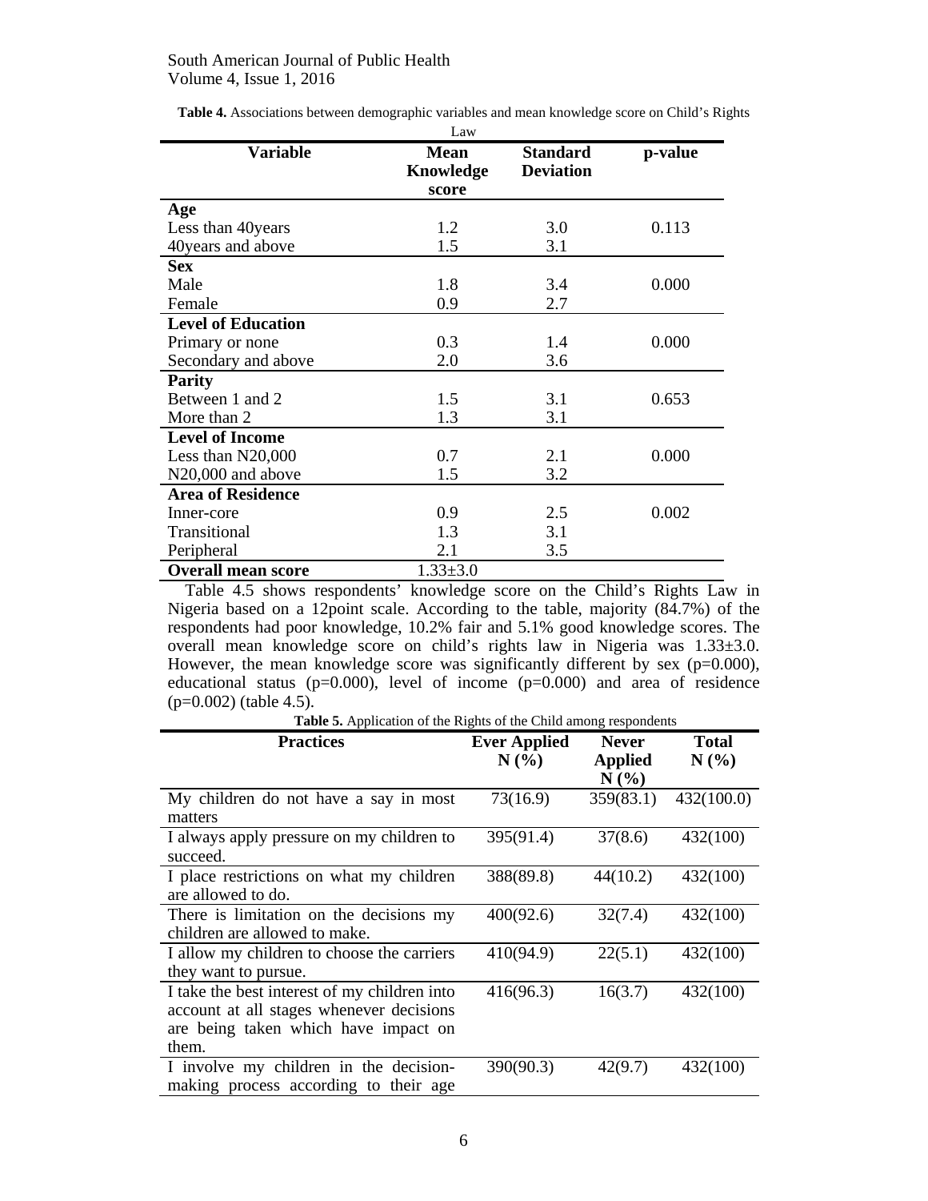**Table 4.** Associations between demographic variables and mean knowledge score on Child's Rights Law

| Variable | Mean Knowledge score | Standard Deviation | p-value |
|---|---|---|---|
| **Age** | | | |
| Less than 40years | 1.2 | 3.0 | 0.113 |
| 40years and above | 1.5 | 3.1 | |
| **Sex** | | | |
| Male | 1.8 | 3.4 | 0.000 |
| Female | 0.9 | 2.7 | |
| **Level of Education** | | | |
| Primary or none | 0.3 | 1.4 | 0.000 |
| Secondary and above | 2.0 | 3.6 | |
| **Parity** | | | |
| Between 1 and 2 | 1.5 | 3.1 | 0.653 |
| More than 2 | 1.3 | 3.1 | |
| **Level of Income** | | | |
| Less than N20,000 | 0.7 | 2.1 | 0.000 |
| N20,000 and above | 1.5 | 3.2 | |
| **Area of Residence** | | | |
| Inner-core | 0.9 | 2.5 | 0.002 |
| Transitional | 1.3 | 3.1 | |
| Peripheral | 2.1 | 3.5 | |
| **Overall mean score** | 1.33±3.0 | | |

Table 4.5 shows respondents' knowledge score on the Child's Rights Law in Nigeria based on a 12point scale. According to the table, majority (84.7%) of the respondents had poor knowledge, 10.2% fair and 5.1% good knowledge scores. The overall mean knowledge score on child's rights law in Nigeria was 1.33±3.0. However, the mean knowledge score was significantly different by sex (p=0.000), educational status (p=0.000), level of income (p=0.000) and area of residence (p=0.002) (table 4.5).

**Table 5.** Application of the Rights of the Child among respondents

| Practices | Ever Applied N (%) | Never Applied N (%) | Total N (%) |
|---|---|---|---|
| My children do not have a say in most matters | 73(16.9) | 359(83.1) | 432(100.0) |
| I always apply pressure on my children to succeed. | 395(91.4) | 37(8.6) | 432(100) |
| I place restrictions on what my children are allowed to do. | 388(89.8) | 44(10.2) | 432(100) |
| There is limitation on the decisions my children are allowed to make. | 400(92.6) | 32(7.4) | 432(100) |
| I allow my children to choose the carriers they want to pursue. | 410(94.9) | 22(5.1) | 432(100) |
| I take the best interest of my children into account at all stages whenever decisions are being taken which have impact on them. | 416(96.3) | 16(3.7) | 432(100) |
| I involve my children in the decision-making process according to their age | 390(90.3) | 42(9.7) | 432(100) |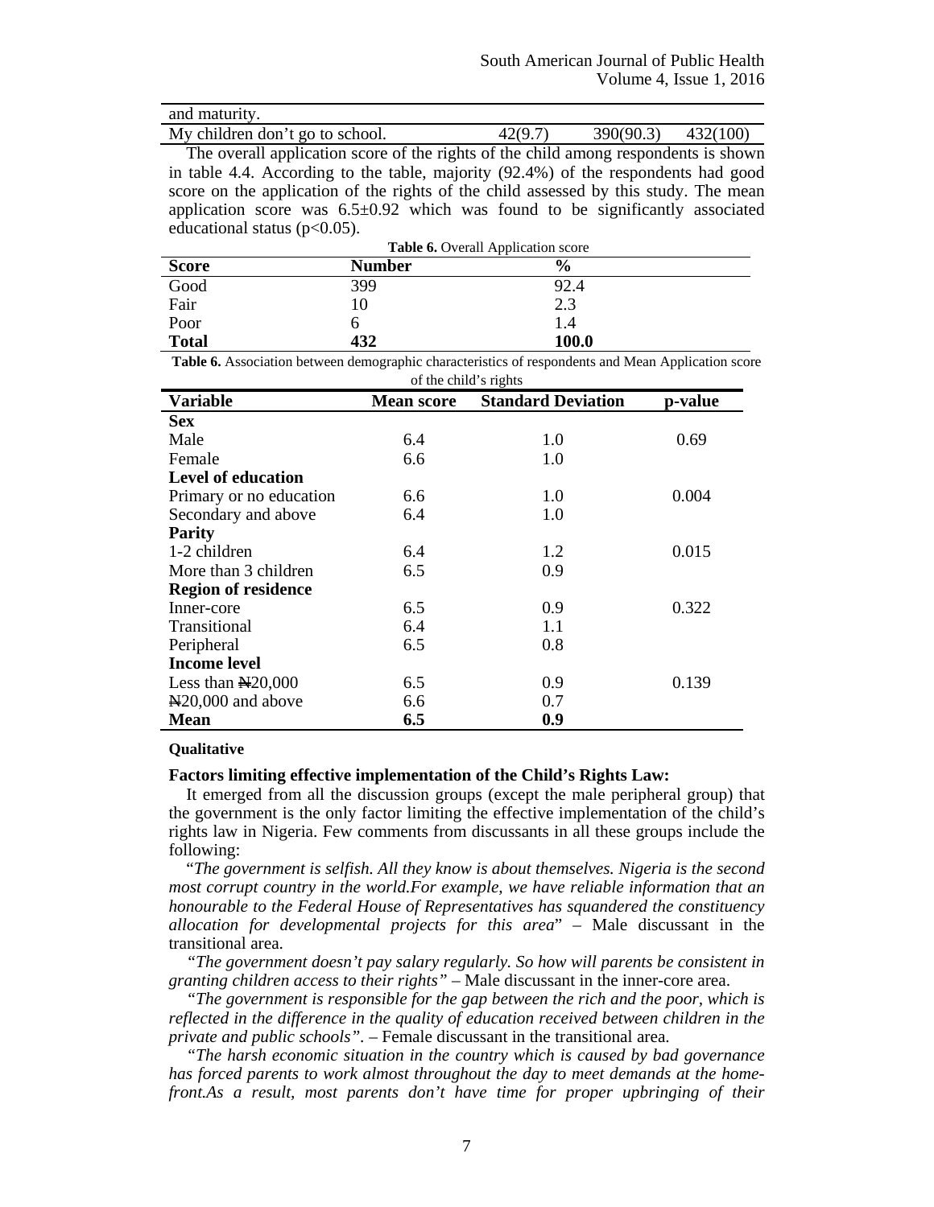| and maturity. | | | |
| --- | --- | --- | --- |
| My children don't go to school. | 42(9.7) | 390(90.3) | 432(100) |

The overall application score of the rights of the child among respondents is shown in table 4.4. According to the table, majority (92.4%) of the respondents had good score on the application of the rights of the child assessed by this study. The mean application score was 6.5±0.92 which was found to be significantly associated educational status ($p<0.05$).

**Table 6.** Overall Application score

| Score | Number | % |
| --- | --- | --- |
| Good | 399 | 92.4 |
| Fair | 10 | 2.3 |
| Poor | 6 | 1.4 |
| **Total** | **432** | **100.0** |

**Table 6.** Association between demographic characteristics of respondents and Mean Application score of the child's rights

| Variable | Mean score | Standard Deviation | p-value |
| --- | --- | --- | --- |
| **Sex** | | | |
| Male | 6.4 | 1.0 | 0.69 |
| Female | 6.6 | 1.0 | |
| **Level of education** | | | |
| Primary or no education | 6.6 | 1.0 | 0.004 |
| Secondary and above | 6.4 | 1.0 | |
| **Parity** | | | |
| 1-2 children | 6.4 | 1.2 | 0.015 |
| More than 3 children | 6.5 | 0.9 | |
| **Region of residence** | | | |
| Inner-core | 6.5 | 0.9 | 0.322 |
| Transitional | 6.4 | 1.1 | |
| Peripheral | 6.5 | 0.8 | |
| **Income level** | | | |
| Less than ₦20,000 | 6.5 | 0.9 | 0.139 |
| ₦20,000 and above | 6.6 | 0.7 | |
| **Mean** | **6.5** | **0.9** | |

**Qualitative**

**Factors limiting effective implementation of the Child's Rights Law:**

It emerged from all the discussion groups (except the male peripheral group) that the government is the only factor limiting the effective implementation of the child's rights law in Nigeria. Few comments from discussants in all these groups include the following:

"*The government is selfish. All they know is about themselves. Nigeria is the second most corrupt country in the world.For example, we have reliable information that an honourable to the Federal House of Representatives has squandered the constituency allocation for developmental projects for this area*" – Male discussant in the transitional area.

*"The government doesn't pay salary regularly. So how will parents be consistent in granting children access to their rights"* – Male discussant in the inner-core area.

*"The government is responsible for the gap between the rich and the poor, which is reflected in the difference in the quality of education received between children in the private and public schools"*. – Female discussant in the transitional area.

*"The harsh economic situation in the country which is caused by bad governance has forced parents to work almost throughout the day to meet demands at the home-front.As a result, most parents don't have time for proper upbringing of their*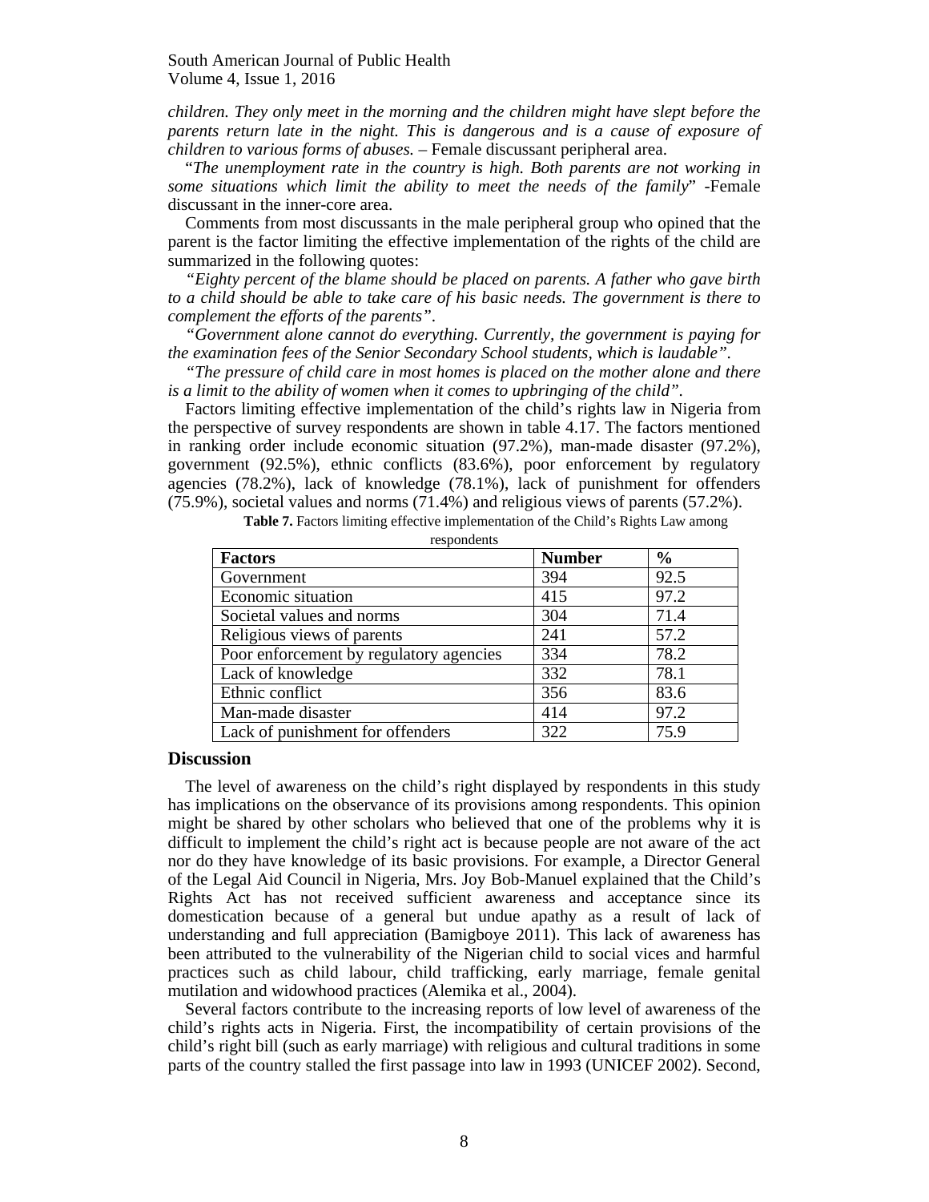*children. They only meet in the morning and the children might have slept before the parents return late in the night. This is dangerous and is a cause of exposure of children to various forms of abuses.* – Female discussant peripheral area.

"*The unemployment rate in the country is high. Both parents are not working in some situations which limit the ability to meet the needs of the family*" -Female discussant in the inner-core area.

Comments from most discussants in the male peripheral group who opined that the parent is the factor limiting the effective implementation of the rights of the child are summarized in the following quotes:

*"Eighty percent of the blame should be placed on parents. A father who gave birth to a child should be able to take care of his basic needs. The government is there to complement the efforts of the parents".*

*"Government alone cannot do everything. Currently, the government is paying for the examination fees of the Senior Secondary School students, which is laudable".*

*"The pressure of child care in most homes is placed on the mother alone and there is a limit to the ability of women when it comes to upbringing of the child".*

Factors limiting effective implementation of the child's rights law in Nigeria from the perspective of survey respondents are shown in table 4.17. The factors mentioned in ranking order include economic situation (97.2%), man-made disaster (97.2%), government (92.5%), ethnic conflicts (83.6%), poor enforcement by regulatory agencies (78.2%), lack of knowledge (78.1%), lack of punishment for offenders (75.9%), societal values and norms (71.4%) and religious views of parents (57.2%).

**Table 7.** Factors limiting effective implementation of the Child's Rights Law among respondents

| Factors | Number | % |
|---|---|---|
| Government | 394 | 92.5 |
| Economic situation | 415 | 97.2 |
| Societal values and norms | 304 | 71.4 |
| Religious views of parents | 241 | 57.2 |
| Poor enforcement by regulatory agencies | 334 | 78.2 |
| Lack of knowledge | 332 | 78.1 |
| Ethnic conflict | 356 | 83.6 |
| Man-made disaster | 414 | 97.2 |
| Lack of punishment for offenders | 322 | 75.9 |

## Discussion

The level of awareness on the child's right displayed by respondents in this study has implications on the observance of its provisions among respondents. This opinion might be shared by other scholars who believed that one of the problems why it is difficult to implement the child's right act is because people are not aware of the act nor do they have knowledge of its basic provisions. For example, a Director General of the Legal Aid Council in Nigeria, Mrs. Joy Bob-Manuel explained that the Child's Rights Act has not received sufficient awareness and acceptance since its domestication because of a general but undue apathy as a result of lack of understanding and full appreciation (Bamigboye 2011). This lack of awareness has been attributed to the vulnerability of the Nigerian child to social vices and harmful practices such as child labour, child trafficking, early marriage, female genital mutilation and widowhood practices (Alemika et al., 2004).

Several factors contribute to the increasing reports of low level of awareness of the child's rights acts in Nigeria. First, the incompatibility of certain provisions of the child's right bill (such as early marriage) with religious and cultural traditions in some parts of the country stalled the first passage into law in 1993 (UNICEF 2002). Second,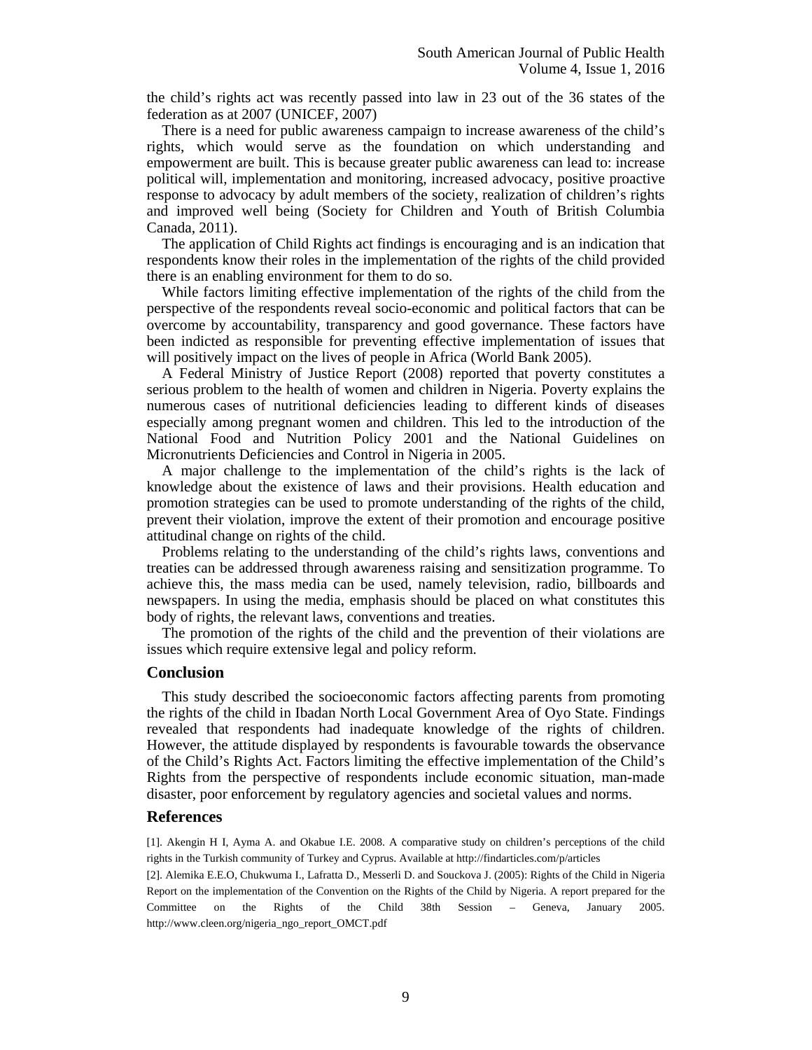the child's rights act was recently passed into law in 23 out of the 36 states of the federation as at 2007 (UNICEF, 2007)

There is a need for public awareness campaign to increase awareness of the child's rights, which would serve as the foundation on which understanding and empowerment are built. This is because greater public awareness can lead to: increase political will, implementation and monitoring, increased advocacy, positive proactive response to advocacy by adult members of the society, realization of children's rights and improved well being (Society for Children and Youth of British Columbia Canada, 2011).

The application of Child Rights act findings is encouraging and is an indication that respondents know their roles in the implementation of the rights of the child provided there is an enabling environment for them to do so.

While factors limiting effective implementation of the rights of the child from the perspective of the respondents reveal socio-economic and political factors that can be overcome by accountability, transparency and good governance. These factors have been indicted as responsible for preventing effective implementation of issues that will positively impact on the lives of people in Africa (World Bank 2005).

A Federal Ministry of Justice Report (2008) reported that poverty constitutes a serious problem to the health of women and children in Nigeria. Poverty explains the numerous cases of nutritional deficiencies leading to different kinds of diseases especially among pregnant women and children. This led to the introduction of the National Food and Nutrition Policy 2001 and the National Guidelines on Micronutrients Deficiencies and Control in Nigeria in 2005.

A major challenge to the implementation of the child's rights is the lack of knowledge about the existence of laws and their provisions. Health education and promotion strategies can be used to promote understanding of the rights of the child, prevent their violation, improve the extent of their promotion and encourage positive attitudinal change on rights of the child.

Problems relating to the understanding of the child's rights laws, conventions and treaties can be addressed through awareness raising and sensitization programme. To achieve this, the mass media can be used, namely television, radio, billboards and newspapers. In using the media, emphasis should be placed on what constitutes this body of rights, the relevant laws, conventions and treaties.

The promotion of the rights of the child and the prevention of their violations are issues which require extensive legal and policy reform.

## Conclusion

This study described the socioeconomic factors affecting parents from promoting the rights of the child in Ibadan North Local Government Area of Oyo State. Findings revealed that respondents had inadequate knowledge of the rights of children. However, the attitude displayed by respondents is favourable towards the observance of the Child's Rights Act. Factors limiting the effective implementation of the Child's Rights from the perspective of respondents include economic situation, man-made disaster, poor enforcement by regulatory agencies and societal values and norms.

## References

[1]. Akengin H I, Ayma A. and Okabue I.E. 2008. A comparative study on children's perceptions of the child rights in the Turkish community of Turkey and Cyprus. Available at http://findarticles.com/p/articles

[2]. Alemika E.E.O, Chukwuma I., Lafratta D., Messerli D. and Souckova J. (2005): Rights of the Child in Nigeria Report on the implementation of the Convention on the Rights of the Child by Nigeria. A report prepared for the Committee on the Rights of the Child 38th Session – Geneva, January 2005. http://www.cleen.org/nigeria_ngo_report_OMCT.pdf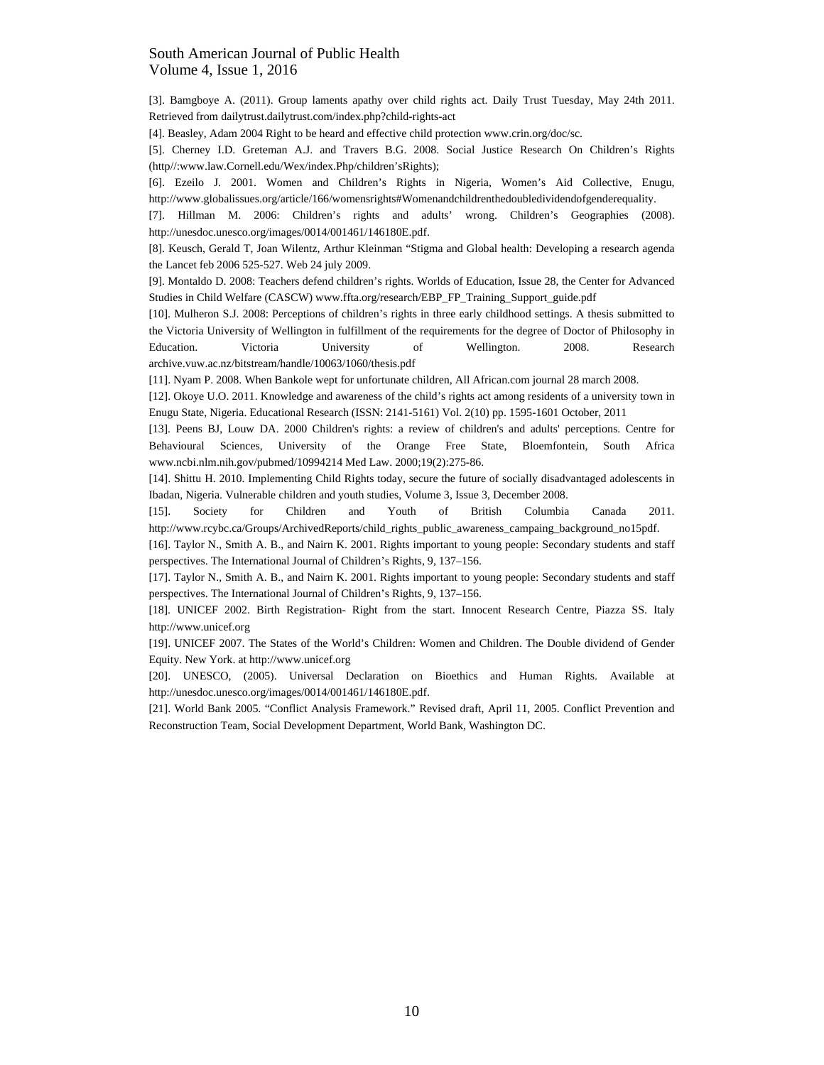[3]. Bamgboye A. (2011). Group laments apathy over child rights act. Daily Trust Tuesday, May 24th 2011. Retrieved from dailytrust.dailytrust.com/index.php?child-rights-act

[4]. Beasley, Adam 2004 Right to be heard and effective child protection www.crin.org/doc/sc.

[5]. Cherney I.D. Greteman A.J. and Travers B.G. 2008. Social Justice Research On Children's Rights (http//:www.law.Cornell.edu/Wex/index.Php/children'sRights);

[6]. Ezeilo J. 2001. Women and Children's Rights in Nigeria, Women's Aid Collective, Enugu, http://www.globalissues.org/article/166/womensrights#Womenandchildrenthedoubledividendofgenderequality.

[7]. Hillman M. 2006: Children's rights and adults' wrong. Children's Geographies (2008). http://unesdoc.unesco.org/images/0014/001461/146180E.pdf.

[8]. Keusch, Gerald T, Joan Wilentz, Arthur Kleinman "Stigma and Global health: Developing a research agenda the Lancet feb 2006 525-527. Web 24 july 2009.

[9]. Montaldo D. 2008: Teachers defend children's rights. Worlds of Education, Issue 28, the Center for Advanced Studies in Child Welfare (CASCW) www.ffta.org/research/EBP_FP_Training_Support_guide.pdf

[10]. Mulheron S.J. 2008: Perceptions of children's rights in three early childhood settings. A thesis submitted to the Victoria University of Wellington in fulfillment of the requirements for the degree of Doctor of Philosophy in Education. Victoria University of Wellington. 2008. Research archive.vuw.ac.nz/bitstream/handle/10063/1060/thesis.pdf

[11]. Nyam P. 2008. When Bankole wept for unfortunate children, All African.com journal 28 march 2008.

[12]. Okoye U.O. 2011. Knowledge and awareness of the child's rights act among residents of a university town in Enugu State, Nigeria. Educational Research (ISSN: 2141-5161) Vol. 2(10) pp. 1595-1601 October, 2011

[13]. Peens BJ, Louw DA. 2000 Children's rights: a review of children's and adults' perceptions. Centre for Behavioural Sciences, University of the Orange Free State, Bloemfontein, South Africa www.ncbi.nlm.nih.gov/pubmed/10994214 Med Law. 2000;19(2):275-86.

[14]. Shittu H. 2010. Implementing Child Rights today, secure the future of socially disadvantaged adolescents in Ibadan, Nigeria. Vulnerable children and youth studies, Volume 3, Issue 3, December 2008.

[15]. Society for Children and Youth of British Columbia Canada 2011. http://www.rcybc.ca/Groups/ArchivedReports/child_rights_public_awareness_campaing_background_no15pdf.

[16]. Taylor N., Smith A. B., and Nairn K. 2001. Rights important to young people: Secondary students and staff perspectives. The International Journal of Children's Rights, 9, 137–156.

[17]. Taylor N., Smith A. B., and Nairn K. 2001. Rights important to young people: Secondary students and staff perspectives. The International Journal of Children's Rights, 9, 137–156.

[18]. UNICEF 2002. Birth Registration- Right from the start. Innocent Research Centre, Piazza SS. Italy http://www.unicef.org

[19]. UNICEF 2007. The States of the World's Children: Women and Children. The Double dividend of Gender Equity. New York. at http://www.unicef.org

[20]. UNESCO, (2005). Universal Declaration on Bioethics and Human Rights. Available at http://unesdoc.unesco.org/images/0014/001461/146180E.pdf.

[21]. World Bank 2005. "Conflict Analysis Framework." Revised draft, April 11, 2005. Conflict Prevention and Reconstruction Team, Social Development Department, World Bank, Washington DC.